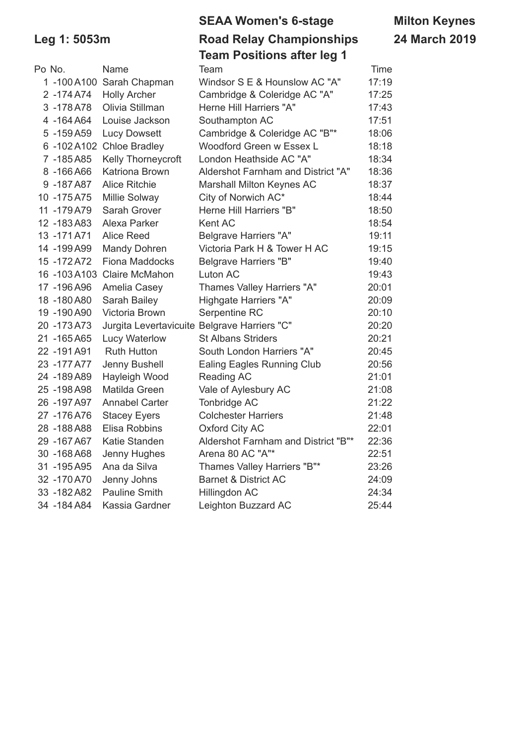# SEAA Women's 6-stage Road Relay Championships

## Team Positions after leg 1

**Leg 1: 5053m**

**Milton Keynes**
**24 March 2019**

| Po | No. | Name | Team | Time |
|---|---|---|---|---|
| 1 | -100 A100 | Sarah Chapman | Windsor S E & Hounslow AC "A" | 17:19 |
| 2 | -174 A74 | Holly Archer | Cambridge & Coleridge AC "A" | 17:25 |
| 3 | -178 A78 | Olivia Stillman | Herne Hill Harriers "A" | 17:43 |
| 4 | -164 A64 | Louise Jackson | Southampton AC | 17:51 |
| 5 | -159 A59 | Lucy Dowsett | Cambridge & Coleridge AC "B"* | 18:06 |
| 6 | -102 A102 | Chloe Bradley | Woodford Green w Essex L | 18:18 |
| 7 | -185 A85 | Kelly Thorneycroft | London Heathside AC "A" | 18:34 |
| 8 | -166 A66 | Katriona Brown | Aldershot Farnham and District "A" | 18:36 |
| 9 | -187 A87 | Alice Ritchie | Marshall Milton Keynes AC | 18:37 |
| 10 | -175 A75 | Millie Solway | City of Norwich AC* | 18:44 |
| 11 | -179 A79 | Sarah Grover | Herne Hill Harriers "B" | 18:50 |
| 12 | -183 A83 | Alexa Parker | Kent AC | 18:54 |
| 13 | -171 A71 | Alice Reed | Belgrave Harriers "A" | 19:11 |
| 14 | -199 A99 | Mandy Dohren | Victoria Park H & Tower H AC | 19:15 |
| 15 | -172 A72 | Fiona Maddocks | Belgrave Harriers "B" | 19:40 |
| 16 | -103 A103 | Claire McMahon | Luton AC | 19:43 |
| 17 | -196 A96 | Amelia Casey | Thames Valley Harriers "A" | 20:01 |
| 18 | -180 A80 | Sarah Bailey | Highgate Harriers "A" | 20:09 |
| 19 | -190 A90 | Victoria Brown | Serpentine RC | 20:10 |
| 20 | -173 A73 | Jurgita Levertavicuite | Belgrave Harriers "C" | 20:20 |
| 21 | -165 A65 | Lucy Waterlow | St Albans Striders | 20:21 |
| 22 | -191 A91 | Ruth Hutton | South London Harriers "A" | 20:45 |
| 23 | -177 A77 | Jenny Bushell | Ealing Eagles Running Club | 20:56 |
| 24 | -189 A89 | Hayleigh Wood | Reading AC | 21:01 |
| 25 | -198 A98 | Matilda Green | Vale of Aylesbury AC | 21:08 |
| 26 | -197 A97 | Annabel Carter | Tonbridge AC | 21:22 |
| 27 | -176 A76 | Stacey Eyers | Colchester Harriers | 21:48 |
| 28 | -188 A88 | Elisa Robbins | Oxford City AC | 22:01 |
| 29 | -167 A67 | Katie Standen | Aldershot Farnham and District "B"* | 22:36 |
| 30 | -168 A68 | Jenny Hughes | Arena 80 AC "A"* | 22:51 |
| 31 | -195 A95 | Ana da Silva | Thames Valley Harriers "B"* | 23:26 |
| 32 | -170 A70 | Jenny Johns | Barnet & District AC | 24:09 |
| 33 | -182 A82 | Pauline Smith | Hillingdon AC | 24:34 |
| 34 | -184 A84 | Kassia Gardner | Leighton Buzzard AC | 25:44 |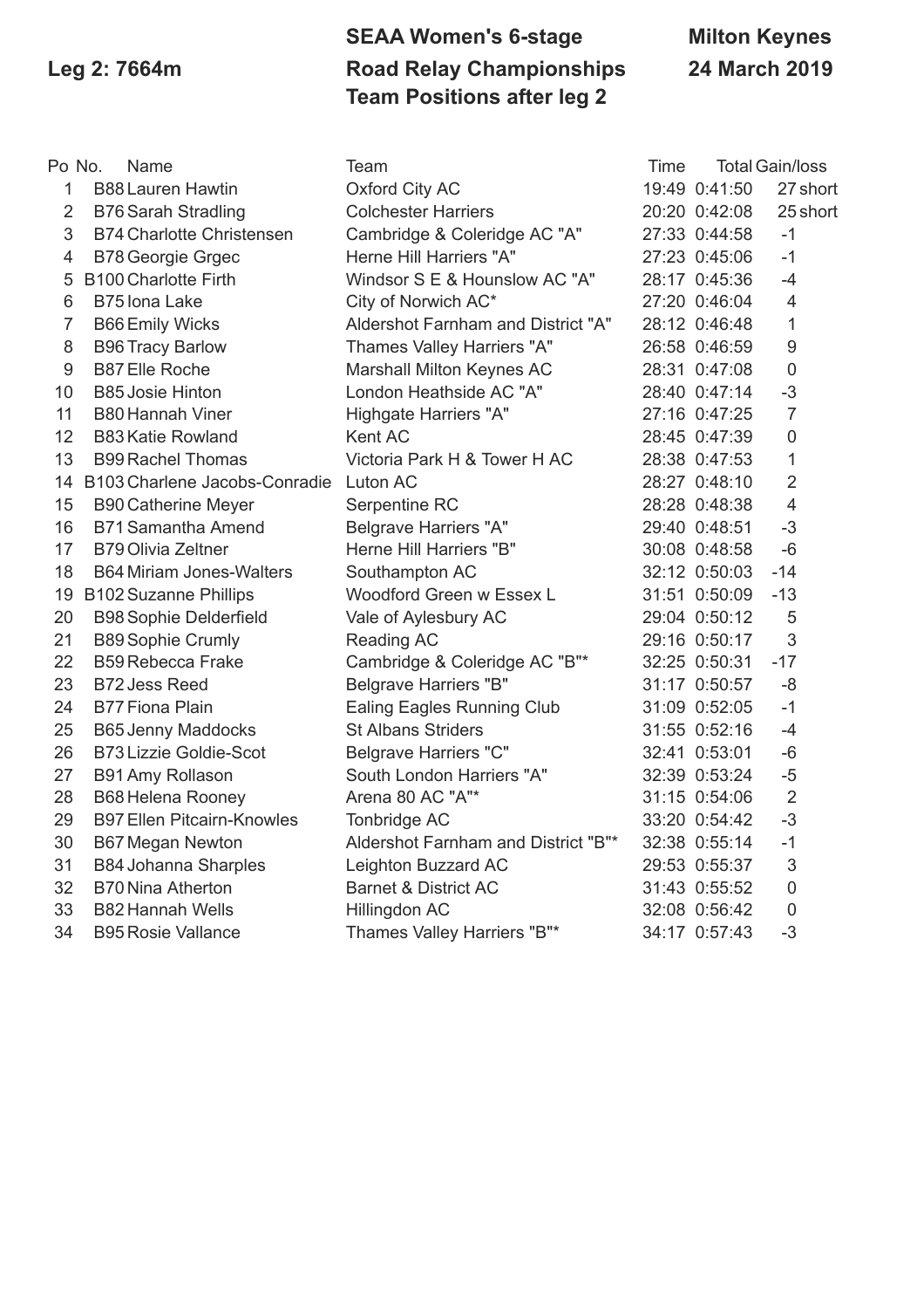**Leg 2: 7664m**

**SEAA Women's 6-stage Road Relay Championships**
**Team Positions after leg 2**

**Milton Keynes**
**24 March 2019**

| Po | No. | Name | Team | Time | Total | Gain/loss |
|---|---|---|---|---|---|---|
| 1 | B88 | Lauren Hawtin | Oxford City AC | 19:49 | 0:41:50 | 27 short |
| 2 | B76 | Sarah Stradling | Colchester Harriers | 20:20 | 0:42:08 | 25 short |
| 3 | B74 | Charlotte Christensen | Cambridge & Coleridge AC "A" | 27:33 | 0:44:58 | -1 |
| 4 | B78 | Georgie Grgec | Herne Hill Harriers "A" | 27:23 | 0:45:06 | -1 |
| 5 | B100 | Charlotte Firth | Windsor S E & Hounslow AC "A" | 28:17 | 0:45:36 | -4 |
| 6 | B75 | Iona Lake | City of Norwich AC* | 27:20 | 0:46:04 | 4 |
| 7 | B66 | Emily Wicks | Aldershot Farnham and District "A" | 28:12 | 0:46:48 | 1 |
| 8 | B96 | Tracy Barlow | Thames Valley Harriers "A" | 26:58 | 0:46:59 | 9 |
| 9 | B87 | Elle Roche | Marshall Milton Keynes AC | 28:31 | 0:47:08 | 0 |
| 10 | B85 | Josie Hinton | London Heathside AC "A" | 28:40 | 0:47:14 | -3 |
| 11 | B80 | Hannah Viner | Highgate Harriers "A" | 27:16 | 0:47:25 | 7 |
| 12 | B83 | Katie Rowland | Kent AC | 28:45 | 0:47:39 | 0 |
| 13 | B99 | Rachel Thomas | Victoria Park H & Tower H AC | 28:38 | 0:47:53 | 1 |
| 14 | B103 | Charlene Jacobs-Conradie | Luton AC | 28:27 | 0:48:10 | 2 |
| 15 | B90 | Catherine Meyer | Serpentine RC | 28:28 | 0:48:38 | 4 |
| 16 | B71 | Samantha Amend | Belgrave Harriers "A" | 29:40 | 0:48:51 | -3 |
| 17 | B79 | Olivia Zeltner | Herne Hill Harriers "B" | 30:08 | 0:48:58 | -6 |
| 18 | B64 | Miriam Jones-Walters | Southampton AC | 32:12 | 0:50:03 | -14 |
| 19 | B102 | Suzanne Phillips | Woodford Green w Essex L | 31:51 | 0:50:09 | -13 |
| 20 | B98 | Sophie Delderfield | Vale of Aylesbury AC | 29:04 | 0:50:12 | 5 |
| 21 | B89 | Sophie Crumly | Reading AC | 29:16 | 0:50:17 | 3 |
| 22 | B59 | Rebecca Frake | Cambridge & Coleridge AC "B"* | 32:25 | 0:50:31 | -17 |
| 23 | B72 | Jess Reed | Belgrave Harriers "B" | 31:17 | 0:50:57 | -8 |
| 24 | B77 | Fiona Plain | Ealing Eagles Running Club | 31:09 | 0:52:05 | -1 |
| 25 | B65 | Jenny Maddocks | St Albans Striders | 31:55 | 0:52:16 | -4 |
| 26 | B73 | Lizzie Goldie-Scot | Belgrave Harriers "C" | 32:41 | 0:53:01 | -6 |
| 27 | B91 | Amy Rollason | South London Harriers "A" | 32:39 | 0:53:24 | -5 |
| 28 | B68 | Helena Rooney | Arena 80 AC "A"* | 31:15 | 0:54:06 | 2 |
| 29 | B97 | Ellen Pitcairn-Knowles | Tonbridge AC | 33:20 | 0:54:42 | -3 |
| 30 | B67 | Megan Newton | Aldershot Farnham and District "B"* | 32:38 | 0:55:14 | -1 |
| 31 | B84 | Johanna Sharples | Leighton Buzzard AC | 29:53 | 0:55:37 | 3 |
| 32 | B70 | Nina Atherton | Barnet & District AC | 31:43 | 0:55:52 | 0 |
| 33 | B82 | Hannah Wells | Hillingdon AC | 32:08 | 0:56:42 | 0 |
| 34 | B95 | Rosie Vallance | Thames Valley Harriers "B"* | 34:17 | 0:57:43 | -3 |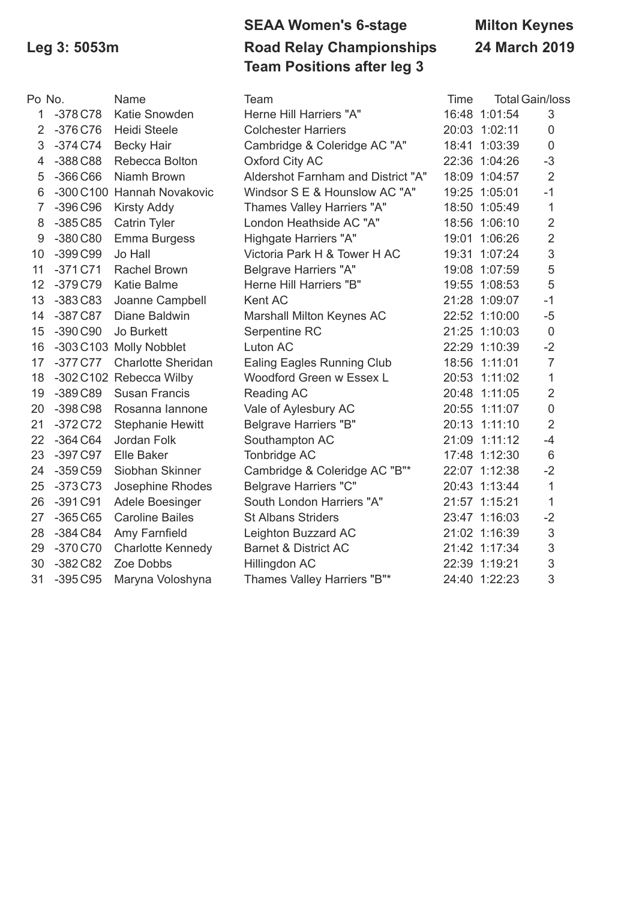**Leg 3: 5053m**

# SEAA Women's 6-stage Road Relay Championships

**Team Positions after leg 3**

**Milton Keynes**
**24 March 2019**

| Po | No. | Name | Team | Time | Total | Gain/loss |
|---|---|---|---|---|---|---|
| 1 | -378 C78 | Katie Snowden | Herne Hill Harriers "A" | 16:48 | 1:01:54 | 3 |
| 2 | -376 C76 | Heidi Steele | Colchester Harriers | 20:03 | 1:02:11 | 0 |
| 3 | -374 C74 | Becky Hair | Cambridge & Coleridge AC "A" | 18:41 | 1:03:39 | 0 |
| 4 | -388 C88 | Rebecca Bolton | Oxford City AC | 22:36 | 1:04:26 | -3 |
| 5 | -366 C66 | Niamh Brown | Aldershot Farnham and District "A" | 18:09 | 1:04:57 | 2 |
| 6 | -300 C100 | Hannah Novakovic | Windsor S E & Hounslow AC "A" | 19:25 | 1:05:01 | -1 |
| 7 | -396 C96 | Kirsty Addy | Thames Valley Harriers "A" | 18:50 | 1:05:49 | 1 |
| 8 | -385 C85 | Catrin Tyler | London Heathside AC "A" | 18:56 | 1:06:10 | 2 |
| 9 | -380 C80 | Emma Burgess | Highgate Harriers "A" | 19:01 | 1:06:26 | 2 |
| 10 | -399 C99 | Jo Hall | Victoria Park H & Tower H AC | 19:31 | 1:07:24 | 3 |
| 11 | -371 C71 | Rachel Brown | Belgrave Harriers "A" | 19:08 | 1:07:59 | 5 |
| 12 | -379 C79 | Katie Balme | Herne Hill Harriers "B" | 19:55 | 1:08:53 | 5 |
| 13 | -383 C83 | Joanne Campbell | Kent AC | 21:28 | 1:09:07 | -1 |
| 14 | -387 C87 | Diane Baldwin | Marshall Milton Keynes AC | 22:52 | 1:10:00 | -5 |
| 15 | -390 C90 | Jo Burkett | Serpentine RC | 21:25 | 1:10:03 | 0 |
| 16 | -303 C103 | Molly Nobblet | Luton AC | 22:29 | 1:10:39 | -2 |
| 17 | -377 C77 | Charlotte Sheridan | Ealing Eagles Running Club | 18:56 | 1:11:01 | 7 |
| 18 | -302 C102 | Rebecca Wilby | Woodford Green w Essex L | 20:53 | 1:11:02 | 1 |
| 19 | -389 C89 | Susan Francis | Reading AC | 20:48 | 1:11:05 | 2 |
| 20 | -398 C98 | Rosanna Iannone | Vale of Aylesbury AC | 20:55 | 1:11:07 | 0 |
| 21 | -372 C72 | Stephanie Hewitt | Belgrave Harriers "B" | 20:13 | 1:11:10 | 2 |
| 22 | -364 C64 | Jordan Folk | Southampton AC | 21:09 | 1:11:12 | -4 |
| 23 | -397 C97 | Elle Baker | Tonbridge AC | 17:48 | 1:12:30 | 6 |
| 24 | -359 C59 | Siobhan Skinner | Cambridge & Coleridge AC "B"* | 22:07 | 1:12:38 | -2 |
| 25 | -373 C73 | Josephine Rhodes | Belgrave Harriers "C" | 20:43 | 1:13:44 | 1 |
| 26 | -391 C91 | Adele Boesinger | South London Harriers "A" | 21:57 | 1:15:21 | 1 |
| 27 | -365 C65 | Caroline Bailes | St Albans Striders | 23:47 | 1:16:03 | -2 |
| 28 | -384 C84 | Amy Farnfield | Leighton Buzzard AC | 21:02 | 1:16:39 | 3 |
| 29 | -370 C70 | Charlotte Kennedy | Barnet & District AC | 21:42 | 1:17:34 | 3 |
| 30 | -382 C82 | Zoe Dobbs | Hillingdon AC | 22:39 | 1:19:21 | 3 |
| 31 | -395 C95 | Maryna Voloshyna | Thames Valley Harriers "B"* | 24:40 | 1:22:23 | 3 |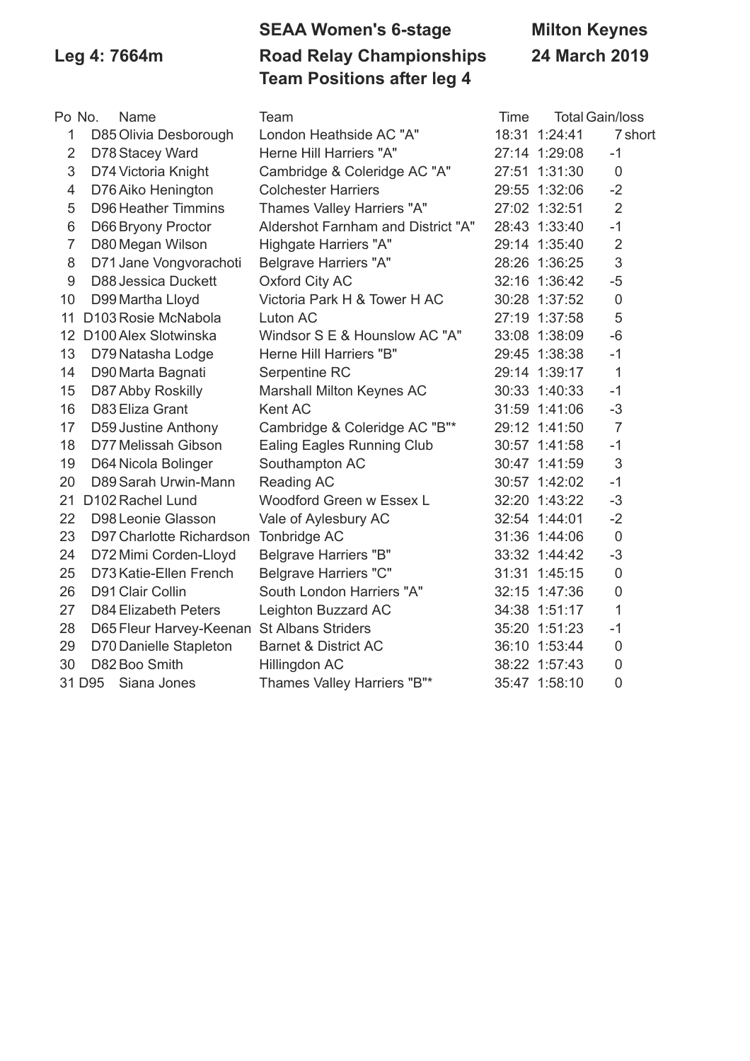**Leg 4: 7664m**

## SEAA Women's 6-stage Road Relay Championships

## Team Positions after leg 4

**Milton Keynes**
**24 March 2019**

| Po | No. | Name | Team | Time | Total | Gain/loss |
|---|---|---|---|---|---|---|
| 1 | D85 | Olivia Desborough | London Heathside AC "A" | 18:31 | 1:24:41 | 7 short |
| 2 | D78 | Stacey Ward | Herne Hill Harriers "A" | 27:14 | 1:29:08 | -1 |
| 3 | D74 | Victoria Knight | Cambridge & Coleridge AC "A" | 27:51 | 1:31:30 | 0 |
| 4 | D76 | Aiko Henington | Colchester Harriers | 29:55 | 1:32:06 | -2 |
| 5 | D96 | Heather Timmins | Thames Valley Harriers "A" | 27:02 | 1:32:51 | 2 |
| 6 | D66 | Bryony Proctor | Aldershot Farnham and District "A" | 28:43 | 1:33:40 | -1 |
| 7 | D80 | Megan Wilson | Highgate Harriers "A" | 29:14 | 1:35:40 | 2 |
| 8 | D71 | Jane Vongvorachoti | Belgrave Harriers "A" | 28:26 | 1:36:25 | 3 |
| 9 | D88 | Jessica Duckett | Oxford City AC | 32:16 | 1:36:42 | -5 |
| 10 | D99 | Martha Lloyd | Victoria Park H & Tower H AC | 30:28 | 1:37:52 | 0 |
| 11 | D103 | Rosie McNabola | Luton AC | 27:19 | 1:37:58 | 5 |
| 12 | D100 | Alex Slotwinska | Windsor S E & Hounslow AC "A" | 33:08 | 1:38:09 | -6 |
| 13 | D79 | Natasha Lodge | Herne Hill Harriers "B" | 29:45 | 1:38:38 | -1 |
| 14 | D90 | Marta Bagnati | Serpentine RC | 29:14 | 1:39:17 | 1 |
| 15 | D87 | Abby Roskilly | Marshall Milton Keynes AC | 30:33 | 1:40:33 | -1 |
| 16 | D83 | Eliza Grant | Kent AC | 31:59 | 1:41:06 | -3 |
| 17 | D59 | Justine Anthony | Cambridge & Coleridge AC "B"* | 29:12 | 1:41:50 | 7 |
| 18 | D77 | Melissah Gibson | Ealing Eagles Running Club | 30:57 | 1:41:58 | -1 |
| 19 | D64 | Nicola Bolinger | Southampton AC | 30:47 | 1:41:59 | 3 |
| 20 | D89 | Sarah Urwin-Mann | Reading AC | 30:57 | 1:42:02 | -1 |
| 21 | D102 | Rachel Lund | Woodford Green w Essex L | 32:20 | 1:43:22 | -3 |
| 22 | D98 | Leonie Glasson | Vale of Aylesbury AC | 32:54 | 1:44:01 | -2 |
| 23 | D97 | Charlotte Richardson | Tonbridge AC | 31:36 | 1:44:06 | 0 |
| 24 | D72 | Mimi Corden-Lloyd | Belgrave Harriers "B" | 33:32 | 1:44:42 | -3 |
| 25 | D73 | Katie-Ellen French | Belgrave Harriers "C" | 31:31 | 1:45:15 | 0 |
| 26 | D91 | Clair Collin | South London Harriers "A" | 32:15 | 1:47:36 | 0 |
| 27 | D84 | Elizabeth Peters | Leighton Buzzard AC | 34:38 | 1:51:17 | 1 |
| 28 | D65 | Fleur Harvey-Keenan | St Albans Striders | 35:20 | 1:51:23 | -1 |
| 29 | D70 | Danielle Stapleton | Barnet & District AC | 36:10 | 1:53:44 | 0 |
| 30 | D82 | Boo Smith | Hillingdon AC | 38:22 | 1:57:43 | 0 |
| 31 | D95 | Siana Jones | Thames Valley Harriers "B"* | 35:47 | 1:58:10 | 0 |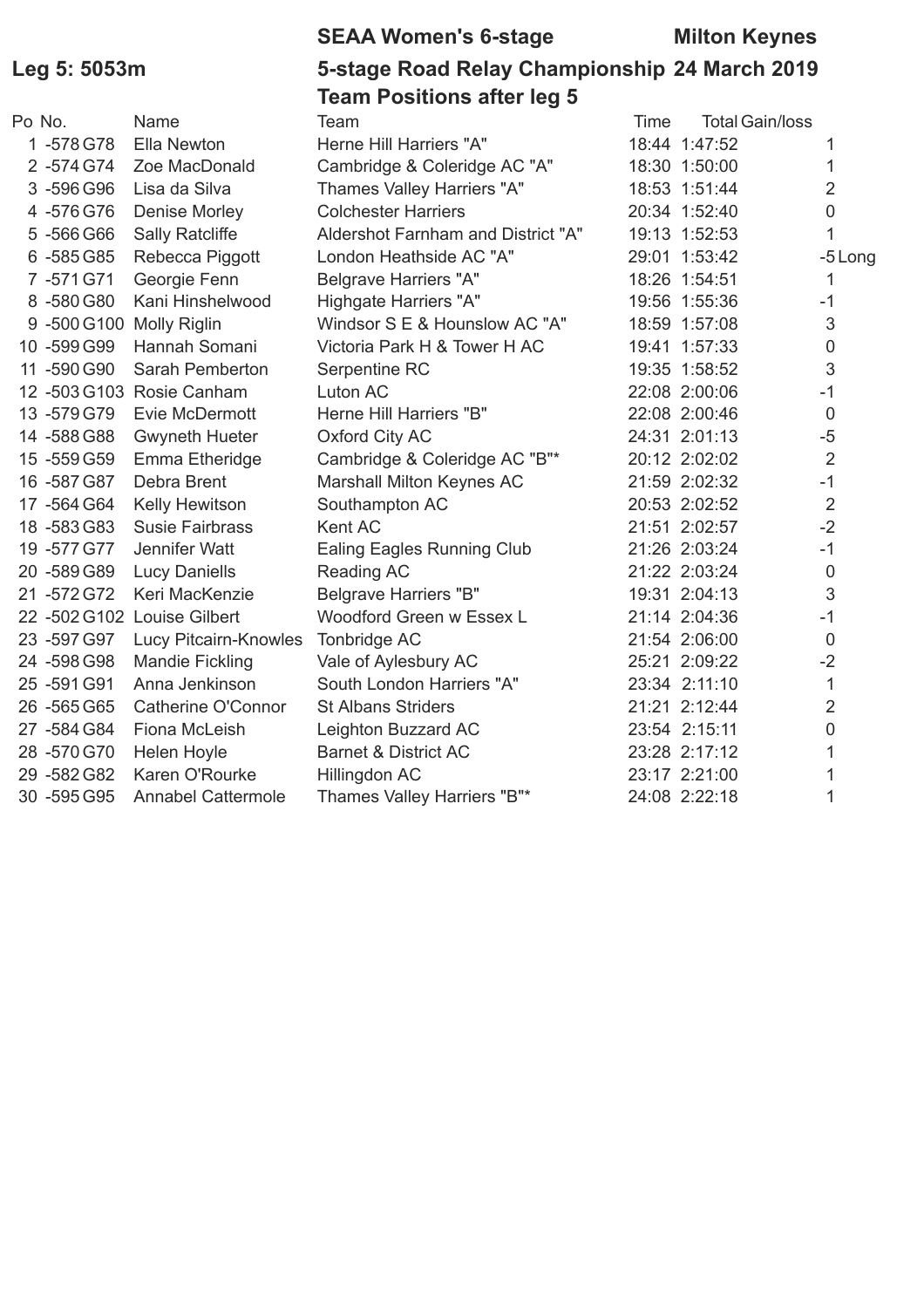**SEAA Women's 6-stage** **Milton Keynes**

**Leg 5: 5053m** **5-stage Road Relay Championship 24 March 2019**

**Team Positions after leg 5**

| Po | No. | Name | Team | Time | Total | Gain/loss |
|---|---|---|---|---|---|---|
| 1 | -578 G78 | Ella Newton | Herne Hill Harriers "A" | 18:44 | 1:47:52 | 1 |
| 2 | -574 G74 | Zoe MacDonald | Cambridge & Coleridge AC "A" | 18:30 | 1:50:00 | 1 |
| 3 | -596 G96 | Lisa da Silva | Thames Valley Harriers "A" | 18:53 | 1:51:44 | 2 |
| 4 | -576 G76 | Denise Morley | Colchester Harriers | 20:34 | 1:52:40 | 0 |
| 5 | -566 G66 | Sally Ratcliffe | Aldershot Farnham and District "A" | 19:13 | 1:52:53 | 1 |
| 6 | -585 G85 | Rebecca Piggott | London Heathside AC "A" | 29:01 | 1:53:42 | -5 Long |
| 7 | -571 G71 | Georgie Fenn | Belgrave Harriers "A" | 18:26 | 1:54:51 | 1 |
| 8 | -580 G80 | Kani Hinshelwood | Highgate Harriers "A" | 19:56 | 1:55:36 | -1 |
| 9 | -500 G100 | Molly Riglin | Windsor S E & Hounslow AC "A" | 18:59 | 1:57:08 | 3 |
| 10 | -599 G99 | Hannah Somani | Victoria Park H & Tower H AC | 19:41 | 1:57:33 | 0 |
| 11 | -590 G90 | Sarah Pemberton | Serpentine RC | 19:35 | 1:58:52 | 3 |
| 12 | -503 G103 | Rosie Canham | Luton AC | 22:08 | 2:00:06 | -1 |
| 13 | -579 G79 | Evie McDermott | Herne Hill Harriers "B" | 22:08 | 2:00:46 | 0 |
| 14 | -588 G88 | Gwyneth Hueter | Oxford City AC | 24:31 | 2:01:13 | -5 |
| 15 | -559 G59 | Emma Etheridge | Cambridge & Coleridge AC "B"* | 20:12 | 2:02:02 | 2 |
| 16 | -587 G87 | Debra Brent | Marshall Milton Keynes AC | 21:59 | 2:02:32 | -1 |
| 17 | -564 G64 | Kelly Hewitson | Southampton AC | 20:53 | 2:02:52 | 2 |
| 18 | -583 G83 | Susie Fairbrass | Kent AC | 21:51 | 2:02:57 | -2 |
| 19 | -577 G77 | Jennifer Watt | Ealing Eagles Running Club | 21:26 | 2:03:24 | -1 |
| 20 | -589 G89 | Lucy Daniells | Reading AC | 21:22 | 2:03:24 | 0 |
| 21 | -572 G72 | Keri MacKenzie | Belgrave Harriers "B" | 19:31 | 2:04:13 | 3 |
| 22 | -502 G102 | Louise Gilbert | Woodford Green w Essex L | 21:14 | 2:04:36 | -1 |
| 23 | -597 G97 | Lucy Pitcairn-Knowles | Tonbridge AC | 21:54 | 2:06:00 | 0 |
| 24 | -598 G98 | Mandie Fickling | Vale of Aylesbury AC | 25:21 | 2:09:22 | -2 |
| 25 | -591 G91 | Anna Jenkinson | South London Harriers "A" | 23:34 | 2:11:10 | 1 |
| 26 | -565 G65 | Catherine O'Connor | St Albans Striders | 21:21 | 2:12:44 | 2 |
| 27 | -584 G84 | Fiona McLeish | Leighton Buzzard AC | 23:54 | 2:15:11 | 0 |
| 28 | -570 G70 | Helen Hoyle | Barnet & District AC | 23:28 | 2:17:12 | 1 |
| 29 | -582 G82 | Karen O'Rourke | Hillingdon AC | 23:17 | 2:21:00 | 1 |
| 30 | -595 G95 | Annabel Cattermole | Thames Valley Harriers "B"* | 24:08 | 2:22:18 | 1 |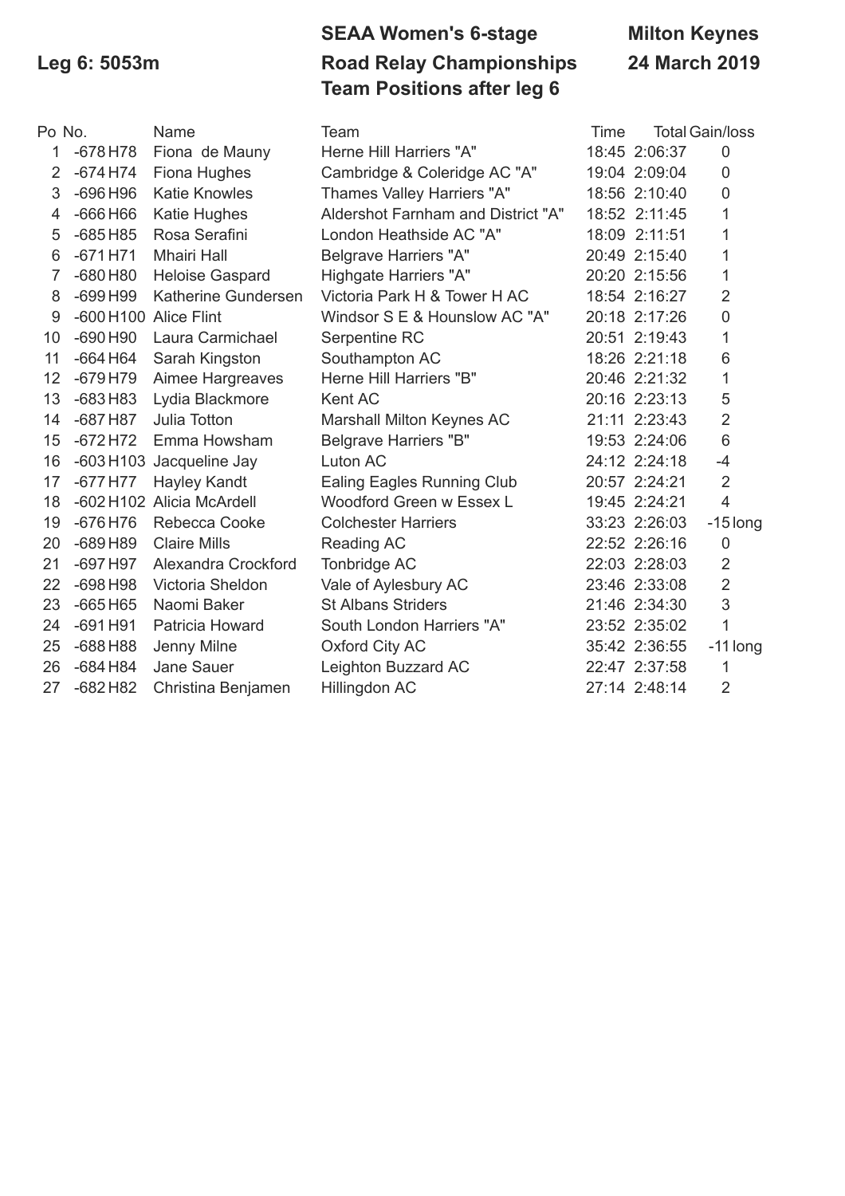**Leg 6: 5053m**

**SEAA Women's 6-stage Road Relay Championships**
**Team Positions after leg 6**

**Milton Keynes**
**24 March 2019**

| Po | No. | Name | Team | Time | Total | Gain/loss |
|---|---|---|---|---|---|---|
| 1 | -678 H78 | Fiona de Mauny | Herne Hill Harriers "A" | 18:45 | 2:06:37 | 0 |
| 2 | -674 H74 | Fiona Hughes | Cambridge & Coleridge AC "A" | 19:04 | 2:09:04 | 0 |
| 3 | -696 H96 | Katie Knowles | Thames Valley Harriers "A" | 18:56 | 2:10:40 | 0 |
| 4 | -666 H66 | Katie Hughes | Aldershot Farnham and District "A" | 18:52 | 2:11:45 | 1 |
| 5 | -685 H85 | Rosa Serafini | London Heathside AC "A" | 18:09 | 2:11:51 | 1 |
| 6 | -671 H71 | Mhairi Hall | Belgrave Harriers "A" | 20:49 | 2:15:40 | 1 |
| 7 | -680 H80 | Heloise Gaspard | Highgate Harriers "A" | 20:20 | 2:15:56 | 1 |
| 8 | -699 H99 | Katherine Gundersen | Victoria Park H & Tower H AC | 18:54 | 2:16:27 | 2 |
| 9 | -600 H100 | Alice Flint | Windsor S E & Hounslow AC "A" | 20:18 | 2:17:26 | 0 |
| 10 | -690 H90 | Laura Carmichael | Serpentine RC | 20:51 | 2:19:43 | 1 |
| 11 | -664 H64 | Sarah Kingston | Southampton AC | 18:26 | 2:21:18 | 6 |
| 12 | -679 H79 | Aimee Hargreaves | Herne Hill Harriers "B" | 20:46 | 2:21:32 | 1 |
| 13 | -683 H83 | Lydia Blackmore | Kent AC | 20:16 | 2:23:13 | 5 |
| 14 | -687 H87 | Julia Totton | Marshall Milton Keynes AC | 21:11 | 2:23:43 | 2 |
| 15 | -672 H72 | Emma Howsham | Belgrave Harriers "B" | 19:53 | 2:24:06 | 6 |
| 16 | -603 H103 | Jacqueline Jay | Luton AC | 24:12 | 2:24:18 | -4 |
| 17 | -677 H77 | Hayley Kandt | Ealing Eagles Running Club | 20:57 | 2:24:21 | 2 |
| 18 | -602 H102 | Alicia McArdell | Woodford Green w Essex L | 19:45 | 2:24:21 | 4 |
| 19 | -676 H76 | Rebecca Cooke | Colchester Harriers | 33:23 | 2:26:03 | -15 long |
| 20 | -689 H89 | Claire Mills | Reading AC | 22:52 | 2:26:16 | 0 |
| 21 | -697 H97 | Alexandra Crockford | Tonbridge AC | 22:03 | 2:28:03 | 2 |
| 22 | -698 H98 | Victoria Sheldon | Vale of Aylesbury AC | 23:46 | 2:33:08 | 2 |
| 23 | -665 H65 | Naomi Baker | St Albans Striders | 21:46 | 2:34:30 | 3 |
| 24 | -691 H91 | Patricia Howard | South London Harriers "A" | 23:52 | 2:35:02 | 1 |
| 25 | -688 H88 | Jenny Milne | Oxford City AC | 35:42 | 2:36:55 | -11 long |
| 26 | -684 H84 | Jane Sauer | Leighton Buzzard AC | 22:47 | 2:37:58 | 1 |
| 27 | -682 H82 | Christina Benjamen | Hillingdon AC | 27:14 | 2:48:14 | 2 |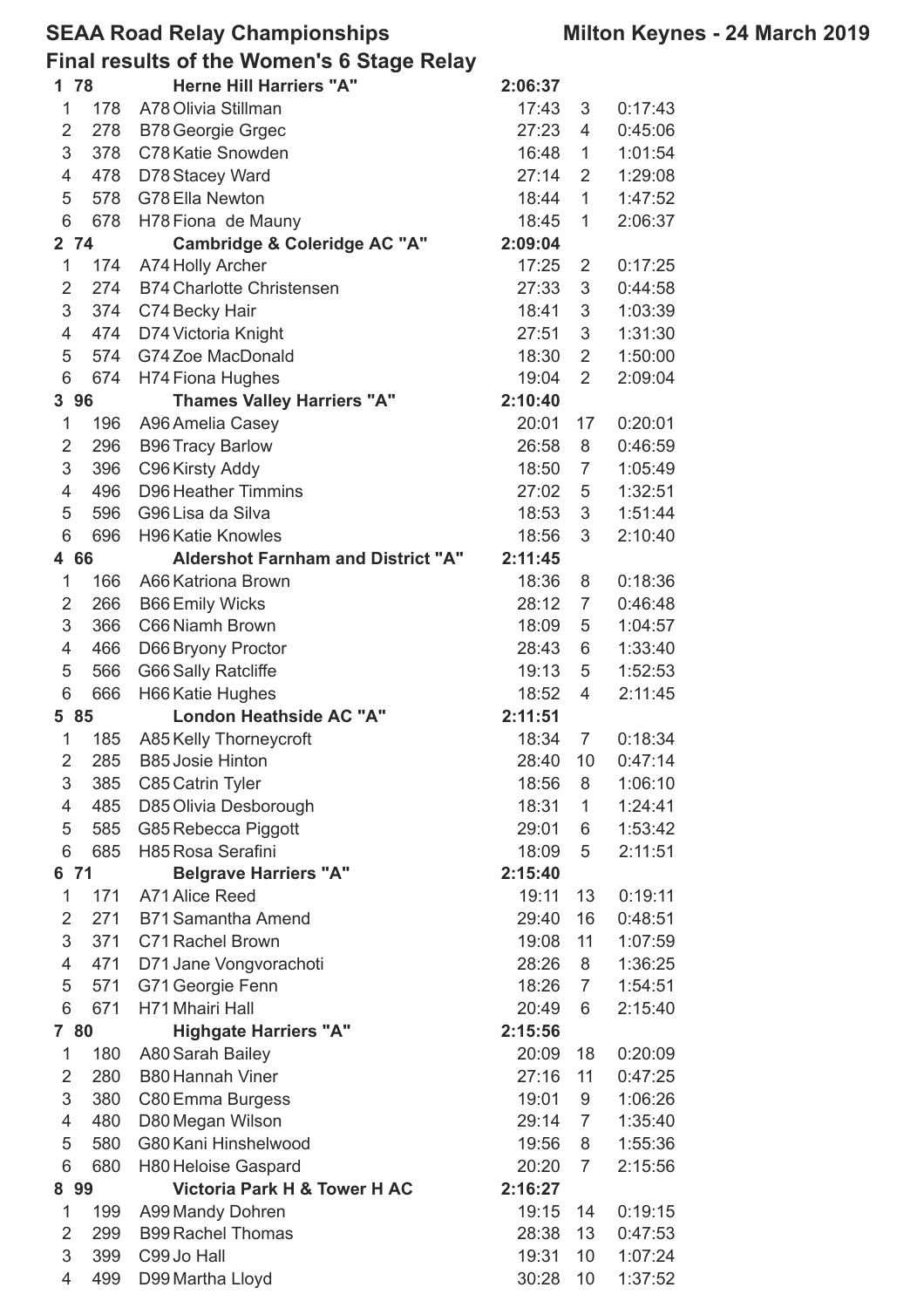## SEAA Road Relay Championships — Milton Keynes - 24 March 2019

### Final results of the Women's 6 Stage Relay

| | | | | | |
|---|---|---|---|---|---|
| **1** | **78** | **Herne Hill Harriers "A"** | **2:06:37** | | |
| 1 | 178 | A78 Olivia Stillman | 17:43 | 3 | 0:17:43 |
| 2 | 278 | B78 Georgie Grgec | 27:23 | 4 | 0:45:06 |
| 3 | 378 | C78 Katie Snowden | 16:48 | 1 | 1:01:54 |
| 4 | 478 | D78 Stacey Ward | 27:14 | 2 | 1:29:08 |
| 5 | 578 | G78 Ella Newton | 18:44 | 1 | 1:47:52 |
| 6 | 678 | H78 Fiona de Mauny | 18:45 | 1 | 2:06:37 |
| **2** | **74** | **Cambridge & Coleridge AC "A"** | **2:09:04** | | |
| 1 | 174 | A74 Holly Archer | 17:25 | 2 | 0:17:25 |
| 2 | 274 | B74 Charlotte Christensen | 27:33 | 3 | 0:44:58 |
| 3 | 374 | C74 Becky Hair | 18:41 | 3 | 1:03:39 |
| 4 | 474 | D74 Victoria Knight | 27:51 | 3 | 1:31:30 |
| 5 | 574 | G74 Zoe MacDonald | 18:30 | 2 | 1:50:00 |
| 6 | 674 | H74 Fiona Hughes | 19:04 | 2 | 2:09:04 |
| **3** | **96** | **Thames Valley Harriers "A"** | **2:10:40** | | |
| 1 | 196 | A96 Amelia Casey | 20:01 | 17 | 0:20:01 |
| 2 | 296 | B96 Tracy Barlow | 26:58 | 8 | 0:46:59 |
| 3 | 396 | C96 Kirsty Addy | 18:50 | 7 | 1:05:49 |
| 4 | 496 | D96 Heather Timmins | 27:02 | 5 | 1:32:51 |
| 5 | 596 | G96 Lisa da Silva | 18:53 | 3 | 1:51:44 |
| 6 | 696 | H96 Katie Knowles | 18:56 | 3 | 2:10:40 |
| **4** | **66** | **Aldershot Farnham and District "A"** | **2:11:45** | | |
| 1 | 166 | A66 Katriona Brown | 18:36 | 8 | 0:18:36 |
| 2 | 266 | B66 Emily Wicks | 28:12 | 7 | 0:46:48 |
| 3 | 366 | C66 Niamh Brown | 18:09 | 5 | 1:04:57 |
| 4 | 466 | D66 Bryony Proctor | 28:43 | 6 | 1:33:40 |
| 5 | 566 | G66 Sally Ratcliffe | 19:13 | 5 | 1:52:53 |
| 6 | 666 | H66 Katie Hughes | 18:52 | 4 | 2:11:45 |
| **5** | **85** | **London Heathside AC "A"** | **2:11:51** | | |
| 1 | 185 | A85 Kelly Thorneycroft | 18:34 | 7 | 0:18:34 |
| 2 | 285 | B85 Josie Hinton | 28:40 | 10 | 0:47:14 |
| 3 | 385 | C85 Catrin Tyler | 18:56 | 8 | 1:06:10 |
| 4 | 485 | D85 Olivia Desborough | 18:31 | 1 | 1:24:41 |
| 5 | 585 | G85 Rebecca Piggott | 29:01 | 6 | 1:53:42 |
| 6 | 685 | H85 Rosa Serafini | 18:09 | 5 | 2:11:51 |
| **6** | **71** | **Belgrave Harriers "A"** | **2:15:40** | | |
| 1 | 171 | A71 Alice Reed | 19:11 | 13 | 0:19:11 |
| 2 | 271 | B71 Samantha Amend | 29:40 | 16 | 0:48:51 |
| 3 | 371 | C71 Rachel Brown | 19:08 | 11 | 1:07:59 |
| 4 | 471 | D71 Jane Vongvorachoti | 28:26 | 8 | 1:36:25 |
| 5 | 571 | G71 Georgie Fenn | 18:26 | 7 | 1:54:51 |
| 6 | 671 | H71 Mhairi Hall | 20:49 | 6 | 2:15:40 |
| **7** | **80** | **Highgate Harriers "A"** | **2:15:56** | | |
| 1 | 180 | A80 Sarah Bailey | 20:09 | 18 | 0:20:09 |
| 2 | 280 | B80 Hannah Viner | 27:16 | 11 | 0:47:25 |
| 3 | 380 | C80 Emma Burgess | 19:01 | 9 | 1:06:26 |
| 4 | 480 | D80 Megan Wilson | 29:14 | 7 | 1:35:40 |
| 5 | 580 | G80 Kani Hinshelwood | 19:56 | 8 | 1:55:36 |
| 6 | 680 | H80 Heloise Gaspard | 20:20 | 7 | 2:15:56 |
| **8** | **99** | **Victoria Park H & Tower H AC** | **2:16:27** | | |
| 1 | 199 | A99 Mandy Dohren | 19:15 | 14 | 0:19:15 |
| 2 | 299 | B99 Rachel Thomas | 28:38 | 13 | 0:47:53 |
| 3 | 399 | C99 Jo Hall | 19:31 | 10 | 1:07:24 |
| 4 | 499 | D99 Martha Lloyd | 30:28 | 10 | 1:37:52 |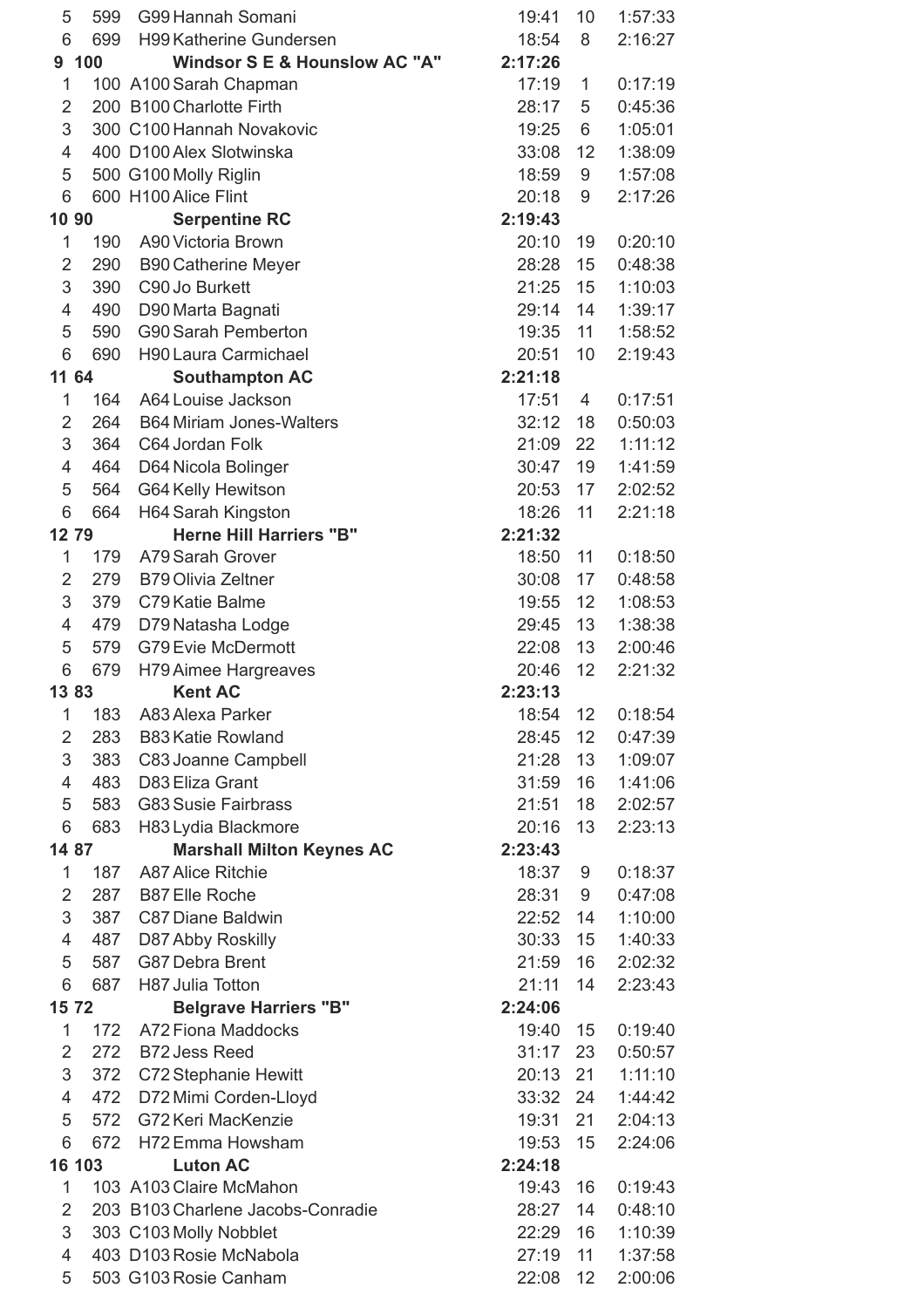| | | | | | |
|---|---|---|---|---|---|
| 5 | 599 | G99 Hannah Somani | 19:41 | 10 | 1:57:33 |
| 6 | 699 | H99 Katherine Gundersen | 18:54 | 8 | 2:16:27 |
| **9** | **100** | **Windsor S E & Hounslow AC "A"** | **2:17:26** | | |
| 1 | 100 | A100 Sarah Chapman | 17:19 | 1 | 0:17:19 |
| 2 | 200 | B100 Charlotte Firth | 28:17 | 5 | 0:45:36 |
| 3 | 300 | C100 Hannah Novakovic | 19:25 | 6 | 1:05:01 |
| 4 | 400 | D100 Alex Slotwinska | 33:08 | 12 | 1:38:09 |
| 5 | 500 | G100 Molly Riglin | 18:59 | 9 | 1:57:08 |
| 6 | 600 | H100 Alice Flint | 20:18 | 9 | 2:17:26 |
| **10** | **90** | **Serpentine RC** | **2:19:43** | | |
| 1 | 190 | A90 Victoria Brown | 20:10 | 19 | 0:20:10 |
| 2 | 290 | B90 Catherine Meyer | 28:28 | 15 | 0:48:38 |
| 3 | 390 | C90 Jo Burkett | 21:25 | 15 | 1:10:03 |
| 4 | 490 | D90 Marta Bagnati | 29:14 | 14 | 1:39:17 |
| 5 | 590 | G90 Sarah Pemberton | 19:35 | 11 | 1:58:52 |
| 6 | 690 | H90 Laura Carmichael | 20:51 | 10 | 2:19:43 |
| **11** | **64** | **Southampton AC** | **2:21:18** | | |
| 1 | 164 | A64 Louise Jackson | 17:51 | 4 | 0:17:51 |
| 2 | 264 | B64 Miriam Jones-Walters | 32:12 | 18 | 0:50:03 |
| 3 | 364 | C64 Jordan Folk | 21:09 | 22 | 1:11:12 |
| 4 | 464 | D64 Nicola Bolinger | 30:47 | 19 | 1:41:59 |
| 5 | 564 | G64 Kelly Hewitson | 20:53 | 17 | 2:02:52 |
| 6 | 664 | H64 Sarah Kingston | 18:26 | 11 | 2:21:18 |
| **12** | **79** | **Herne Hill Harriers "B"** | **2:21:32** | | |
| 1 | 179 | A79 Sarah Grover | 18:50 | 11 | 0:18:50 |
| 2 | 279 | B79 Olivia Zeltner | 30:08 | 17 | 0:48:58 |
| 3 | 379 | C79 Katie Balme | 19:55 | 12 | 1:08:53 |
| 4 | 479 | D79 Natasha Lodge | 29:45 | 13 | 1:38:38 |
| 5 | 579 | G79 Evie McDermott | 22:08 | 13 | 2:00:46 |
| 6 | 679 | H79 Aimee Hargreaves | 20:46 | 12 | 2:21:32 |
| **13** | **83** | **Kent AC** | **2:23:13** | | |
| 1 | 183 | A83 Alexa Parker | 18:54 | 12 | 0:18:54 |
| 2 | 283 | B83 Katie Rowland | 28:45 | 12 | 0:47:39 |
| 3 | 383 | C83 Joanne Campbell | 21:28 | 13 | 1:09:07 |
| 4 | 483 | D83 Eliza Grant | 31:59 | 16 | 1:41:06 |
| 5 | 583 | G83 Susie Fairbrass | 21:51 | 18 | 2:02:57 |
| 6 | 683 | H83 Lydia Blackmore | 20:16 | 13 | 2:23:13 |
| **14** | **87** | **Marshall Milton Keynes AC** | **2:23:43** | | |
| 1 | 187 | A87 Alice Ritchie | 18:37 | 9 | 0:18:37 |
| 2 | 287 | B87 Elle Roche | 28:31 | 9 | 0:47:08 |
| 3 | 387 | C87 Diane Baldwin | 22:52 | 14 | 1:10:00 |
| 4 | 487 | D87 Abby Roskilly | 30:33 | 15 | 1:40:33 |
| 5 | 587 | G87 Debra Brent | 21:59 | 16 | 2:02:32 |
| 6 | 687 | H87 Julia Totton | 21:11 | 14 | 2:23:43 |
| **15** | **72** | **Belgrave Harriers "B"** | **2:24:06** | | |
| 1 | 172 | A72 Fiona Maddocks | 19:40 | 15 | 0:19:40 |
| 2 | 272 | B72 Jess Reed | 31:17 | 23 | 0:50:57 |
| 3 | 372 | C72 Stephanie Hewitt | 20:13 | 21 | 1:11:10 |
| 4 | 472 | D72 Mimi Corden-Lloyd | 33:32 | 24 | 1:44:42 |
| 5 | 572 | G72 Keri MacKenzie | 19:31 | 21 | 2:04:13 |
| 6 | 672 | H72 Emma Howsham | 19:53 | 15 | 2:24:06 |
| **16** | **103** | **Luton AC** | **2:24:18** | | |
| 1 | 103 | A103 Claire McMahon | 19:43 | 16 | 0:19:43 |
| 2 | 203 | B103 Charlene Jacobs-Conradie | 28:27 | 14 | 0:48:10 |
| 3 | 303 | C103 Molly Nobblet | 22:29 | 16 | 1:10:39 |
| 4 | 403 | D103 Rosie McNabola | 27:19 | 11 | 1:37:58 |
| 5 | 503 | G103 Rosie Canham | 22:08 | 12 | 2:00:06 |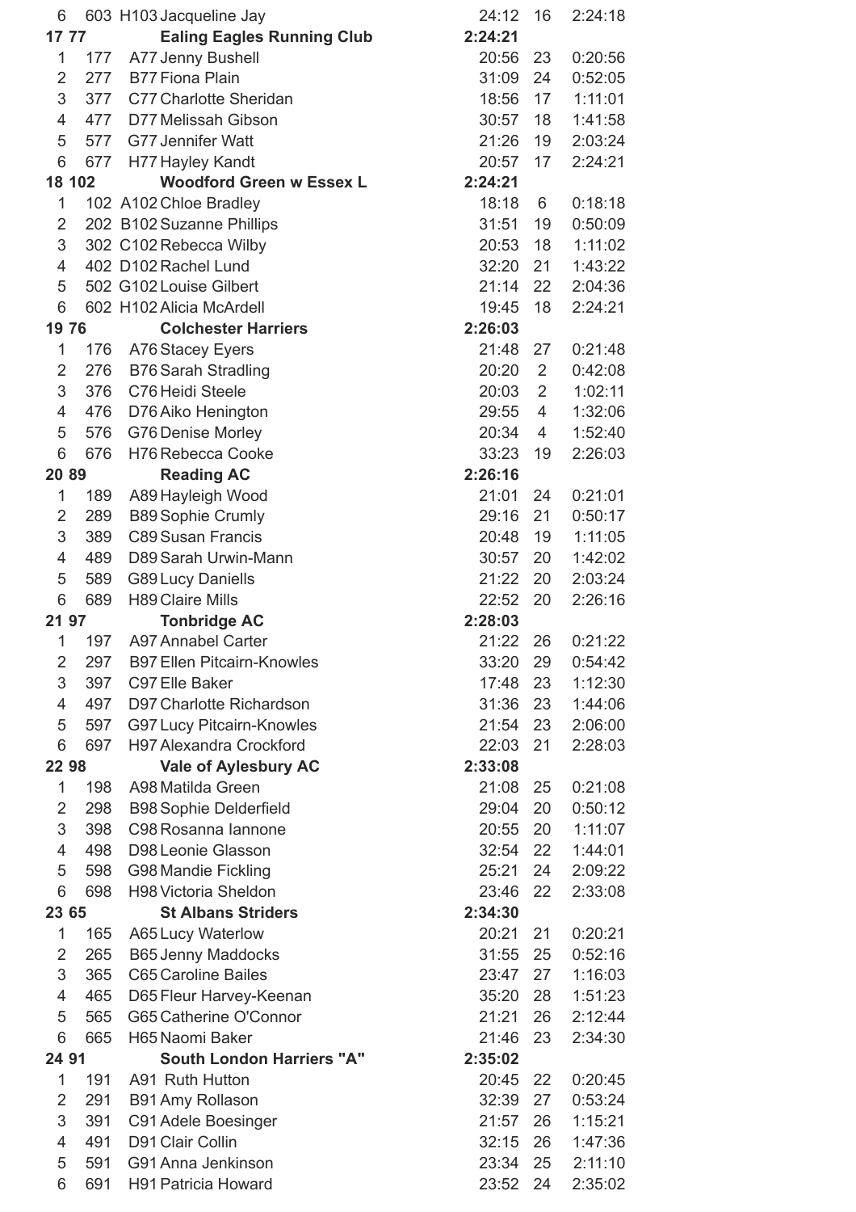| | | | | | |
|---|---|---|---|---|---|
| 6 | 603 | H103 Jacqueline Jay | 24:12 | 16 | 2:24:18 |
| **17 77** | | **Ealing Eagles Running Club** | **2:24:21** | | |
| 1 | 177 | A77 Jenny Bushell | 20:56 | 23 | 0:20:56 |
| 2 | 277 | B77 Fiona Plain | 31:09 | 24 | 0:52:05 |
| 3 | 377 | C77 Charlotte Sheridan | 18:56 | 17 | 1:11:01 |
| 4 | 477 | D77 Melissah Gibson | 30:57 | 18 | 1:41:58 |
| 5 | 577 | G77 Jennifer Watt | 21:26 | 19 | 2:03:24 |
| 6 | 677 | H77 Hayley Kandt | 20:57 | 17 | 2:24:21 |
| **18 102** | | **Woodford Green w Essex L** | **2:24:21** | | |
| 1 | 102 | A102 Chloe Bradley | 18:18 | 6 | 0:18:18 |
| 2 | 202 | B102 Suzanne Phillips | 31:51 | 19 | 0:50:09 |
| 3 | 302 | C102 Rebecca Wilby | 20:53 | 18 | 1:11:02 |
| 4 | 402 | D102 Rachel Lund | 32:20 | 21 | 1:43:22 |
| 5 | 502 | G102 Louise Gilbert | 21:14 | 22 | 2:04:36 |
| 6 | 602 | H102 Alicia McArdell | 19:45 | 18 | 2:24:21 |
| **19 76** | | **Colchester Harriers** | **2:26:03** | | |
| 1 | 176 | A76 Stacey Eyers | 21:48 | 27 | 0:21:48 |
| 2 | 276 | B76 Sarah Stradling | 20:20 | 2 | 0:42:08 |
| 3 | 376 | C76 Heidi Steele | 20:03 | 2 | 1:02:11 |
| 4 | 476 | D76 Aiko Henington | 29:55 | 4 | 1:32:06 |
| 5 | 576 | G76 Denise Morley | 20:34 | 4 | 1:52:40 |
| 6 | 676 | H76 Rebecca Cooke | 33:23 | 19 | 2:26:03 |
| **20 89** | | **Reading AC** | **2:26:16** | | |
| 1 | 189 | A89 Hayleigh Wood | 21:01 | 24 | 0:21:01 |
| 2 | 289 | B89 Sophie Crumly | 29:16 | 21 | 0:50:17 |
| 3 | 389 | C89 Susan Francis | 20:48 | 19 | 1:11:05 |
| 4 | 489 | D89 Sarah Urwin-Mann | 30:57 | 20 | 1:42:02 |
| 5 | 589 | G89 Lucy Daniells | 21:22 | 20 | 2:03:24 |
| 6 | 689 | H89 Claire Mills | 22:52 | 20 | 2:26:16 |
| **21 97** | | **Tonbridge AC** | **2:28:03** | | |
| 1 | 197 | A97 Annabel Carter | 21:22 | 26 | 0:21:22 |
| 2 | 297 | B97 Ellen Pitcairn-Knowles | 33:20 | 29 | 0:54:42 |
| 3 | 397 | C97 Elle Baker | 17:48 | 23 | 1:12:30 |
| 4 | 497 | D97 Charlotte Richardson | 31:36 | 23 | 1:44:06 |
| 5 | 597 | G97 Lucy Pitcairn-Knowles | 21:54 | 23 | 2:06:00 |
| 6 | 697 | H97 Alexandra Crockford | 22:03 | 21 | 2:28:03 |
| **22 98** | | **Vale of Aylesbury AC** | **2:33:08** | | |
| 1 | 198 | A98 Matilda Green | 21:08 | 25 | 0:21:08 |
| 2 | 298 | B98 Sophie Delderfield | 29:04 | 20 | 0:50:12 |
| 3 | 398 | C98 Rosanna Iannone | 20:55 | 20 | 1:11:07 |
| 4 | 498 | D98 Leonie Glasson | 32:54 | 22 | 1:44:01 |
| 5 | 598 | G98 Mandie Fickling | 25:21 | 24 | 2:09:22 |
| 6 | 698 | H98 Victoria Sheldon | 23:46 | 22 | 2:33:08 |
| **23 65** | | **St Albans Striders** | **2:34:30** | | |
| 1 | 165 | A65 Lucy Waterlow | 20:21 | 21 | 0:20:21 |
| 2 | 265 | B65 Jenny Maddocks | 31:55 | 25 | 0:52:16 |
| 3 | 365 | C65 Caroline Bailes | 23:47 | 27 | 1:16:03 |
| 4 | 465 | D65 Fleur Harvey-Keenan | 35:20 | 28 | 1:51:23 |
| 5 | 565 | G65 Catherine O'Connor | 21:21 | 26 | 2:12:44 |
| 6 | 665 | H65 Naomi Baker | 21:46 | 23 | 2:34:30 |
| **24 91** | | **South London Harriers "A"** | **2:35:02** | | |
| 1 | 191 | A91 Ruth Hutton | 20:45 | 22 | 0:20:45 |
| 2 | 291 | B91 Amy Rollason | 32:39 | 27 | 0:53:24 |
| 3 | 391 | C91 Adele Boesinger | 21:57 | 26 | 1:15:21 |
| 4 | 491 | D91 Clair Collin | 32:15 | 26 | 1:47:36 |
| 5 | 591 | G91 Anna Jenkinson | 23:34 | 25 | 2:11:10 |
| 6 | 691 | H91 Patricia Howard | 23:52 | 24 | 2:35:02 |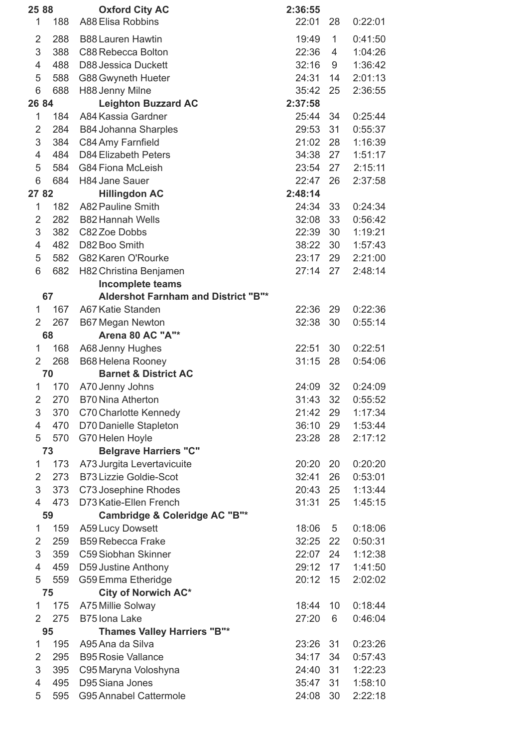| | | | | | |
|---|---|---|---|---|---|
| **25 88** | | **Oxford City AC** | **2:36:55** | | |
| 1 | 188 | A88 Elisa Robbins | 22:01 | 28 | 0:22:01 |
| 2 | 288 | B88 Lauren Hawtin | 19:49 | 1 | 0:41:50 |
| 3 | 388 | C88 Rebecca Bolton | 22:36 | 4 | 1:04:26 |
| 4 | 488 | D88 Jessica Duckett | 32:16 | 9 | 1:36:42 |
| 5 | 588 | G88 Gwyneth Hueter | 24:31 | 14 | 2:01:13 |
| 6 | 688 | H88 Jenny Milne | 35:42 | 25 | 2:36:55 |
| **26 84** | | **Leighton Buzzard AC** | **2:37:58** | | |
| 1 | 184 | A84 Kassia Gardner | 25:44 | 34 | 0:25:44 |
| 2 | 284 | B84 Johanna Sharples | 29:53 | 31 | 0:55:37 |
| 3 | 384 | C84 Amy Farnfield | 21:02 | 28 | 1:16:39 |
| 4 | 484 | D84 Elizabeth Peters | 34:38 | 27 | 1:51:17 |
| 5 | 584 | G84 Fiona McLeish | 23:54 | 27 | 2:15:11 |
| 6 | 684 | H84 Jane Sauer | 22:47 | 26 | 2:37:58 |
| **27 82** | | **Hillingdon AC** | **2:48:14** | | |
| 1 | 182 | A82 Pauline Smith | 24:34 | 33 | 0:24:34 |
| 2 | 282 | B82 Hannah Wells | 32:08 | 33 | 0:56:42 |
| 3 | 382 | C82 Zoe Dobbs | 22:39 | 30 | 1:19:21 |
| 4 | 482 | D82 Boo Smith | 38:22 | 30 | 1:57:43 |
| 5 | 582 | G82 Karen O'Rourke | 23:17 | 29 | 2:21:00 |
| 6 | 682 | H82 Christina Benjamen | 27:14 | 27 | 2:48:14 |
| | | **Incomplete teams** | | | |
| **67** | | **Aldershot Farnham and District "B"*** | | | |
| 1 | 167 | A67 Katie Standen | 22:36 | 29 | 0:22:36 |
| 2 | 267 | B67 Megan Newton | 32:38 | 30 | 0:55:14 |
| **68** | | **Arena 80 AC "A"*** | | | |
| 1 | 168 | A68 Jenny Hughes | 22:51 | 30 | 0:22:51 |
| 2 | 268 | B68 Helena Rooney | 31:15 | 28 | 0:54:06 |
| **70** | | **Barnet & District AC** | | | |
| 1 | 170 | A70 Jenny Johns | 24:09 | 32 | 0:24:09 |
| 2 | 270 | B70 Nina Atherton | 31:43 | 32 | 0:55:52 |
| 3 | 370 | C70 Charlotte Kennedy | 21:42 | 29 | 1:17:34 |
| 4 | 470 | D70 Danielle Stapleton | 36:10 | 29 | 1:53:44 |
| 5 | 570 | G70 Helen Hoyle | 23:28 | 28 | 2:17:12 |
| **73** | | **Belgrave Harriers "C"** | | | |
| 1 | 173 | A73 Jurgita Levertavicuite | 20:20 | 20 | 0:20:20 |
| 2 | 273 | B73 Lizzie Goldie-Scot | 32:41 | 26 | 0:53:01 |
| 3 | 373 | C73 Josephine Rhodes | 20:43 | 25 | 1:13:44 |
| 4 | 473 | D73 Katie-Ellen French | 31:31 | 25 | 1:45:15 |
| **59** | | **Cambridge & Coleridge AC "B"*** | | | |
| 1 | 159 | A59 Lucy Dowsett | 18:06 | 5 | 0:18:06 |
| 2 | 259 | B59 Rebecca Frake | 32:25 | 22 | 0:50:31 |
| 3 | 359 | C59 Siobhan Skinner | 22:07 | 24 | 1:12:38 |
| 4 | 459 | D59 Justine Anthony | 29:12 | 17 | 1:41:50 |
| 5 | 559 | G59 Emma Etheridge | 20:12 | 15 | 2:02:02 |
| **75** | | **City of Norwich AC*** | | | |
| 1 | 175 | A75 Millie Solway | 18:44 | 10 | 0:18:44 |
| 2 | 275 | B75 Iona Lake | 27:20 | 6 | 0:46:04 |
| **95** | | **Thames Valley Harriers "B"*** | | | |
| 1 | 195 | A95 Ana da Silva | 23:26 | 31 | 0:23:26 |
| 2 | 295 | B95 Rosie Vallance | 34:17 | 34 | 0:57:43 |
| 3 | 395 | C95 Maryna Voloshyna | 24:40 | 31 | 1:22:23 |
| 4 | 495 | D95 Siana Jones | 35:47 | 31 | 1:58:10 |
| 5 | 595 | G95 Annabel Cattermole | 24:08 | 30 | 2:22:18 |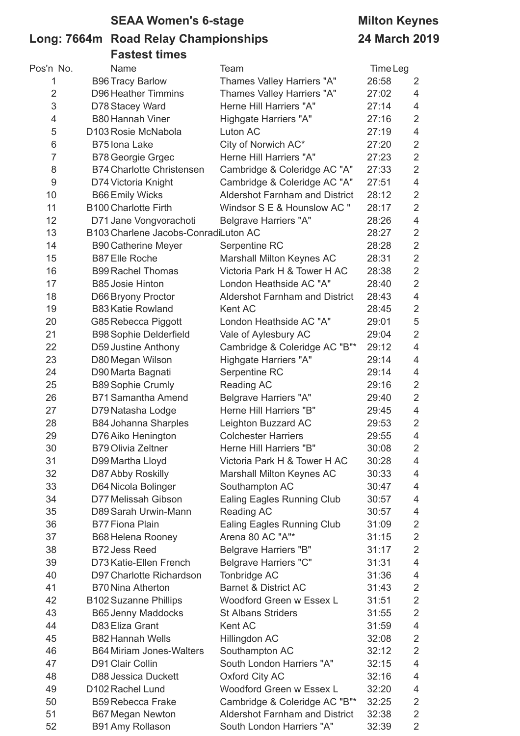# SEAA Women's 6-stage Road Relay Championships

**Long: 7664m**

**Milton Keynes**

**24 March 2019**

## Fastest times

| Pos'n | No. | Name | Team | Time | Leg |
|---|---|---|---|---|---|
| 1 | B96 | Tracy Barlow | Thames Valley Harriers "A" | 26:58 | 2 |
| 2 | D96 | Heather Timmins | Thames Valley Harriers "A" | 27:02 | 4 |
| 3 | D78 | Stacey Ward | Herne Hill Harriers "A" | 27:14 | 4 |
| 4 | B80 | Hannah Viner | Highgate Harriers "A" | 27:16 | 2 |
| 5 | D103 | Rosie McNabola | Luton AC | 27:19 | 4 |
| 6 | B75 | Iona Lake | City of Norwich AC* | 27:20 | 2 |
| 7 | B78 | Georgie Grgec | Herne Hill Harriers "A" | 27:23 | 2 |
| 8 | B74 | Charlotte Christensen | Cambridge & Coleridge AC "A" | 27:33 | 2 |
| 9 | D74 | Victoria Knight | Cambridge & Coleridge AC "A" | 27:51 | 4 |
| 10 | B66 | Emily Wicks | Aldershot Farnham and District | 28:12 | 2 |
| 11 | B100 | Charlotte Firth | Windsor S E & Hounslow AC " | 28:17 | 2 |
| 12 | D71 | Jane Vongvorachoti | Belgrave Harriers "A" | 28:26 | 4 |
| 13 | B103 | Charlene Jacobs-Conradi | Luton AC | 28:27 | 2 |
| 14 | B90 | Catherine Meyer | Serpentine RC | 28:28 | 2 |
| 15 | B87 | Elle Roche | Marshall Milton Keynes AC | 28:31 | 2 |
| 16 | B99 | Rachel Thomas | Victoria Park H & Tower H AC | 28:38 | 2 |
| 17 | B85 | Josie Hinton | London Heathside AC "A" | 28:40 | 2 |
| 18 | D66 | Bryony Proctor | Aldershot Farnham and District | 28:43 | 4 |
| 19 | B83 | Katie Rowland | Kent AC | 28:45 | 2 |
| 20 | G85 | Rebecca Piggott | London Heathside AC "A" | 29:01 | 5 |
| 21 | B98 | Sophie Delderfield | Vale of Aylesbury AC | 29:04 | 2 |
| 22 | D59 | Justine Anthony | Cambridge & Coleridge AC "B"* | 29:12 | 4 |
| 23 | D80 | Megan Wilson | Highgate Harriers "A" | 29:14 | 4 |
| 24 | D90 | Marta Bagnati | Serpentine RC | 29:14 | 4 |
| 25 | B89 | Sophie Crumly | Reading AC | 29:16 | 2 |
| 26 | B71 | Samantha Amend | Belgrave Harriers "A" | 29:40 | 2 |
| 27 | D79 | Natasha Lodge | Herne Hill Harriers "B" | 29:45 | 4 |
| 28 | B84 | Johanna Sharples | Leighton Buzzard AC | 29:53 | 2 |
| 29 | D76 | Aiko Henington | Colchester Harriers | 29:55 | 4 |
| 30 | B79 | Olivia Zeltner | Herne Hill Harriers "B" | 30:08 | 2 |
| 31 | D99 | Martha Lloyd | Victoria Park H & Tower H AC | 30:28 | 4 |
| 32 | D87 | Abby Roskilly | Marshall Milton Keynes AC | 30:33 | 4 |
| 33 | D64 | Nicola Bolinger | Southampton AC | 30:47 | 4 |
| 34 | D77 | Melissah Gibson | Ealing Eagles Running Club | 30:57 | 4 |
| 35 | D89 | Sarah Urwin-Mann | Reading AC | 30:57 | 4 |
| 36 | B77 | Fiona Plain | Ealing Eagles Running Club | 31:09 | 2 |
| 37 | B68 | Helena Rooney | Arena 80 AC "A"* | 31:15 | 2 |
| 38 | B72 | Jess Reed | Belgrave Harriers "B" | 31:17 | 2 |
| 39 | D73 | Katie-Ellen French | Belgrave Harriers "C" | 31:31 | 4 |
| 40 | D97 | Charlotte Richardson | Tonbridge AC | 31:36 | 4 |
| 41 | B70 | Nina Atherton | Barnet & District AC | 31:43 | 2 |
| 42 | B102 | Suzanne Phillips | Woodford Green w Essex L | 31:51 | 2 |
| 43 | B65 | Jenny Maddocks | St Albans Striders | 31:55 | 2 |
| 44 | D83 | Eliza Grant | Kent AC | 31:59 | 4 |
| 45 | B82 | Hannah Wells | Hillingdon AC | 32:08 | 2 |
| 46 | B64 | Miriam Jones-Walters | Southampton AC | 32:12 | 2 |
| 47 | D91 | Clair Collin | South London Harriers "A" | 32:15 | 4 |
| 48 | D88 | Jessica Duckett | Oxford City AC | 32:16 | 4 |
| 49 | D102 | Rachel Lund | Woodford Green w Essex L | 32:20 | 4 |
| 50 | B59 | Rebecca Frake | Cambridge & Coleridge AC "B"* | 32:25 | 2 |
| 51 | B67 | Megan Newton | Aldershot Farnham and District | 32:38 | 2 |
| 52 | B91 | Amy Rollason | South London Harriers "A" | 32:39 | 2 |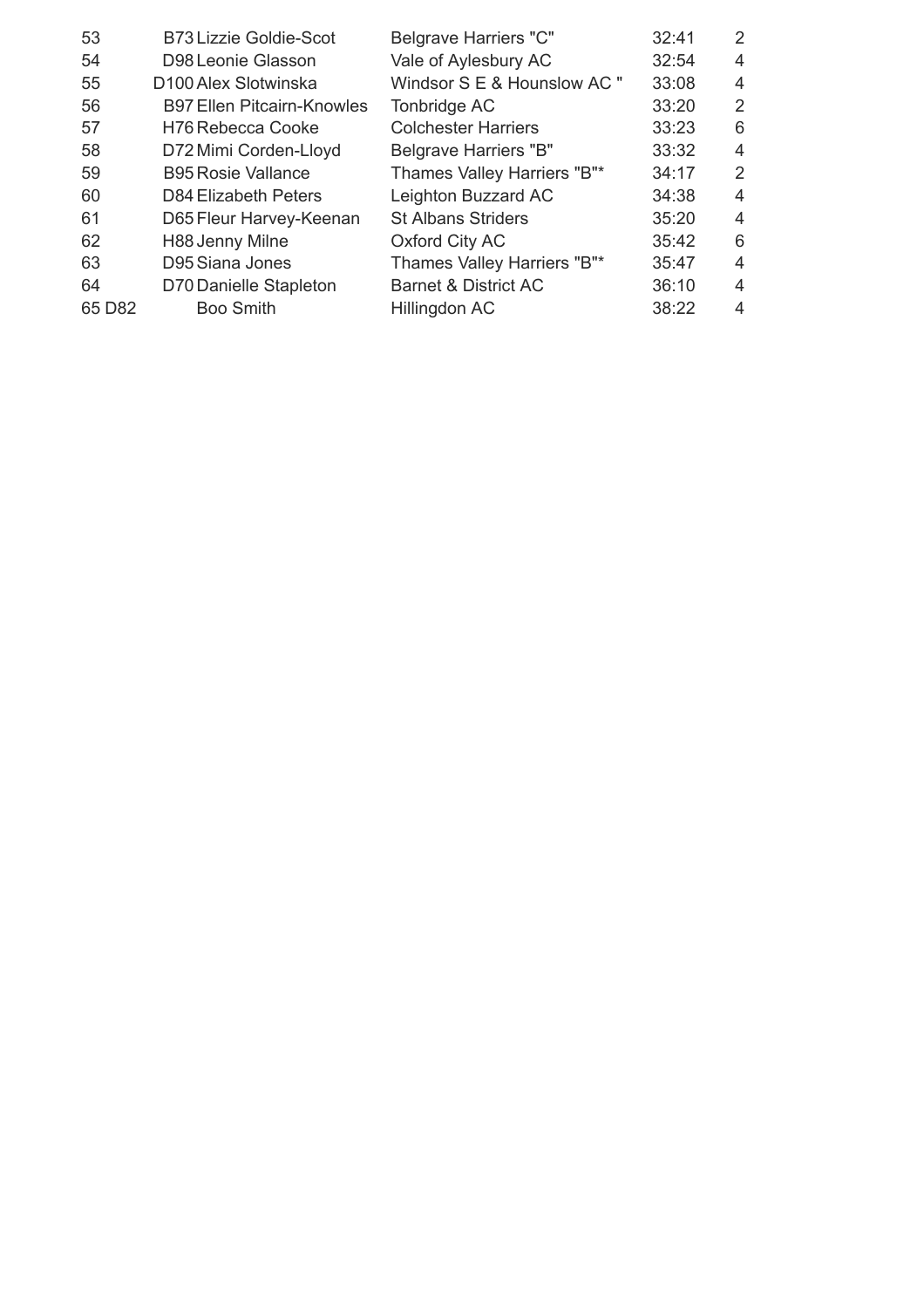| | | | | |
|---|---|---|---|---|
| 53 | B73 Lizzie Goldie-Scot | Belgrave Harriers "C" | 32:41 | 2 |
| 54 | D98 Leonie Glasson | Vale of Aylesbury AC | 32:54 | 4 |
| 55 | D100 Alex Slotwinska | Windsor S E & Hounslow AC " | 33:08 | 4 |
| 56 | B97 Ellen Pitcairn-Knowles | Tonbridge AC | 33:20 | 2 |
| 57 | H76 Rebecca Cooke | Colchester Harriers | 33:23 | 6 |
| 58 | D72 Mimi Corden-Lloyd | Belgrave Harriers "B" | 33:32 | 4 |
| 59 | B95 Rosie Vallance | Thames Valley Harriers "B"* | 34:17 | 2 |
| 60 | D84 Elizabeth Peters | Leighton Buzzard AC | 34:38 | 4 |
| 61 | D65 Fleur Harvey-Keenan | St Albans Striders | 35:20 | 4 |
| 62 | H88 Jenny Milne | Oxford City AC | 35:42 | 6 |
| 63 | D95 Siana Jones | Thames Valley Harriers "B"* | 35:47 | 4 |
| 64 | D70 Danielle Stapleton | Barnet & District AC | 36:10 | 4 |
| 65 D82 | Boo Smith | Hillingdon AC | 38:22 | 4 |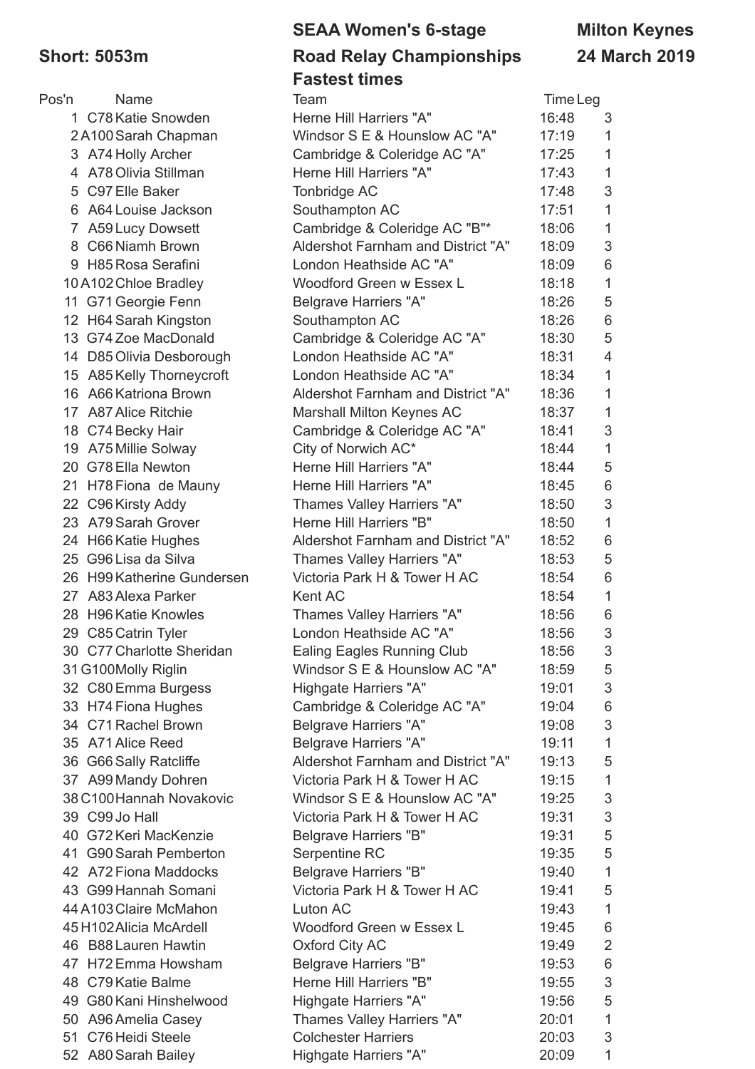**Short: 5053m**

**SEAA Women's 6-stage Road Relay Championships Fastest times**

**Milton Keynes 24 March 2019**

| Pos'n | | Name | Team | Time | Leg |
|---|---|---|---|---|---|
| 1 | C78 | Katie Snowden | Herne Hill Harriers "A" | 16:48 | 3 |
| 2 | A100 | Sarah Chapman | Windsor S E & Hounslow AC "A" | 17:19 | 1 |
| 3 | A74 | Holly Archer | Cambridge & Coleridge AC "A" | 17:25 | 1 |
| 4 | A78 | Olivia Stillman | Herne Hill Harriers "A" | 17:43 | 1 |
| 5 | C97 | Elle Baker | Tonbridge AC | 17:48 | 3 |
| 6 | A64 | Louise Jackson | Southampton AC | 17:51 | 1 |
| 7 | A59 | Lucy Dowsett | Cambridge & Coleridge AC "B"* | 18:06 | 1 |
| 8 | C66 | Niamh Brown | Aldershot Farnham and District "A" | 18:09 | 3 |
| 9 | H85 | Rosa Serafini | London Heathside AC "A" | 18:09 | 6 |
| 10 | A102 | Chloe Bradley | Woodford Green w Essex L | 18:18 | 1 |
| 11 | G71 | Georgie Fenn | Belgrave Harriers "A" | 18:26 | 5 |
| 12 | H64 | Sarah Kingston | Southampton AC | 18:26 | 6 |
| 13 | G74 | Zoe MacDonald | Cambridge & Coleridge AC "A" | 18:30 | 5 |
| 14 | D85 | Olivia Desborough | London Heathside AC "A" | 18:31 | 4 |
| 15 | A85 | Kelly Thorneycroft | London Heathside AC "A" | 18:34 | 1 |
| 16 | A66 | Katriona Brown | Aldershot Farnham and District "A" | 18:36 | 1 |
| 17 | A87 | Alice Ritchie | Marshall Milton Keynes AC | 18:37 | 1 |
| 18 | C74 | Becky Hair | Cambridge & Coleridge AC "A" | 18:41 | 3 |
| 19 | A75 | Millie Solway | City of Norwich AC* | 18:44 | 1 |
| 20 | G78 | Ella Newton | Herne Hill Harriers "A" | 18:44 | 5 |
| 21 | H78 | Fiona de Mauny | Herne Hill Harriers "A" | 18:45 | 6 |
| 22 | C96 | Kirsty Addy | Thames Valley Harriers "A" | 18:50 | 3 |
| 23 | A79 | Sarah Grover | Herne Hill Harriers "B" | 18:50 | 1 |
| 24 | H66 | Katie Hughes | Aldershot Farnham and District "A" | 18:52 | 6 |
| 25 | G96 | Lisa da Silva | Thames Valley Harriers "A" | 18:53 | 5 |
| 26 | H99 | Katherine Gundersen | Victoria Park H & Tower H AC | 18:54 | 6 |
| 27 | A83 | Alexa Parker | Kent AC | 18:54 | 1 |
| 28 | H96 | Katie Knowles | Thames Valley Harriers "A" | 18:56 | 6 |
| 29 | C85 | Catrin Tyler | London Heathside AC "A" | 18:56 | 3 |
| 30 | C77 | Charlotte Sheridan | Ealing Eagles Running Club | 18:56 | 3 |
| 31 | G100 | Molly Riglin | Windsor S E & Hounslow AC "A" | 18:59 | 5 |
| 32 | C80 | Emma Burgess | Highgate Harriers "A" | 19:01 | 3 |
| 33 | H74 | Fiona Hughes | Cambridge & Coleridge AC "A" | 19:04 | 6 |
| 34 | C71 | Rachel Brown | Belgrave Harriers "A" | 19:08 | 3 |
| 35 | A71 | Alice Reed | Belgrave Harriers "A" | 19:11 | 1 |
| 36 | G66 | Sally Ratcliffe | Aldershot Farnham and District "A" | 19:13 | 5 |
| 37 | A99 | Mandy Dohren | Victoria Park H & Tower H AC | 19:15 | 1 |
| 38 | C100 | Hannah Novakovic | Windsor S E & Hounslow AC "A" | 19:25 | 3 |
| 39 | C99 | Jo Hall | Victoria Park H & Tower H AC | 19:31 | 3 |
| 40 | G72 | Keri MacKenzie | Belgrave Harriers "B" | 19:31 | 5 |
| 41 | G90 | Sarah Pemberton | Serpentine RC | 19:35 | 5 |
| 42 | A72 | Fiona Maddocks | Belgrave Harriers "B" | 19:40 | 1 |
| 43 | G99 | Hannah Somani | Victoria Park H & Tower H AC | 19:41 | 5 |
| 44 | A103 | Claire McMahon | Luton AC | 19:43 | 1 |
| 45 | H102 | Alicia McArdell | Woodford Green w Essex L | 19:45 | 6 |
| 46 | B88 | Lauren Hawtin | Oxford City AC | 19:49 | 2 |
| 47 | H72 | Emma Howsham | Belgrave Harriers "B" | 19:53 | 6 |
| 48 | C79 | Katie Balme | Herne Hill Harriers "B" | 19:55 | 3 |
| 49 | G80 | Kani Hinshelwood | Highgate Harriers "A" | 19:56 | 5 |
| 50 | A96 | Amelia Casey | Thames Valley Harriers "A" | 20:01 | 1 |
| 51 | C76 | Heidi Steele | Colchester Harriers | 20:03 | 3 |
| 52 | A80 | Sarah Bailey | Highgate Harriers "A" | 20:09 | 1 |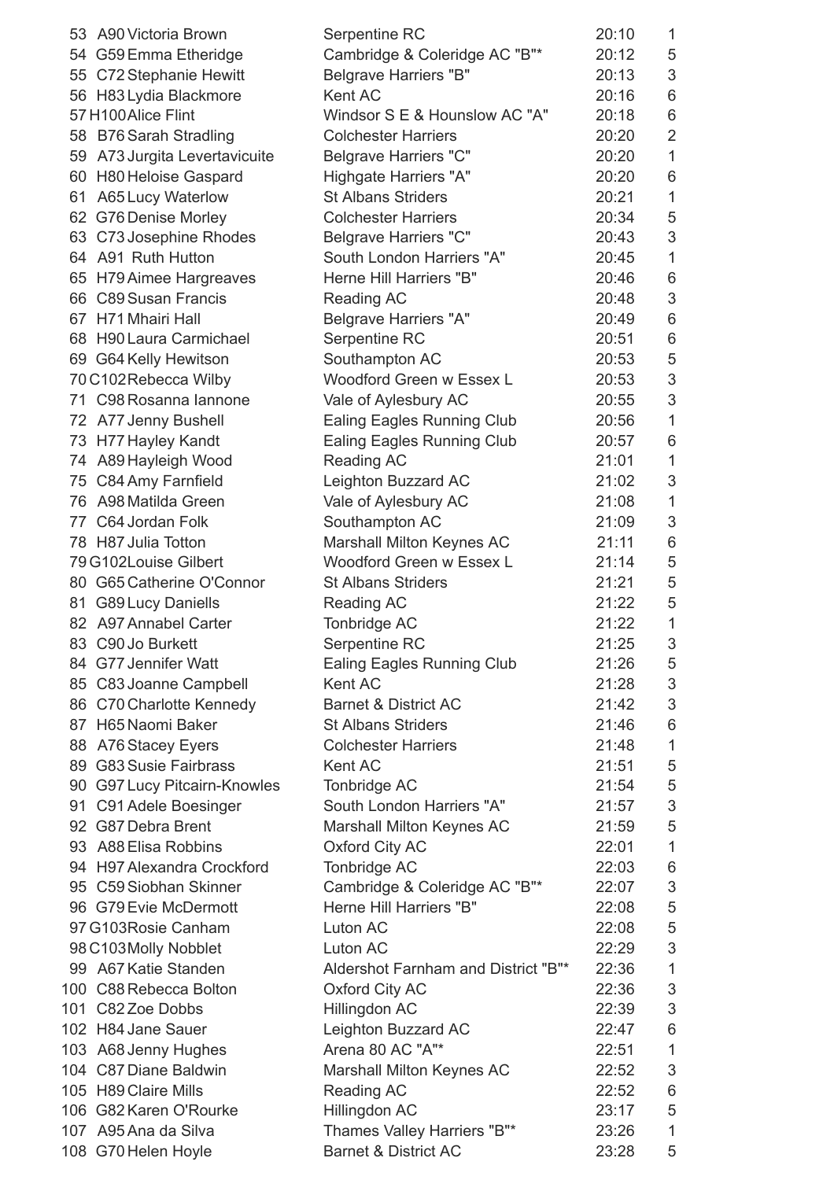| | | | | | |
|---|---|---|---|---|---|
| 53 | A90 | Victoria Brown | Serpentine RC | 20:10 | 1 |
| 54 | G59 | Emma Etheridge | Cambridge & Coleridge AC "B"* | 20:12 | 5 |
| 55 | C72 | Stephanie Hewitt | Belgrave Harriers "B" | 20:13 | 3 |
| 56 | H83 | Lydia Blackmore | Kent AC | 20:16 | 6 |
| 57 | H100 | Alice Flint | Windsor S E & Hounslow AC "A" | 20:18 | 6 |
| 58 | B76 | Sarah Stradling | Colchester Harriers | 20:20 | 2 |
| 59 | A73 | Jurgita Levertavicuite | Belgrave Harriers "C" | 20:20 | 1 |
| 60 | H80 | Heloise Gaspard | Highgate Harriers "A" | 20:20 | 6 |
| 61 | A65 | Lucy Waterlow | St Albans Striders | 20:21 | 1 |
| 62 | G76 | Denise Morley | Colchester Harriers | 20:34 | 5 |
| 63 | C73 | Josephine Rhodes | Belgrave Harriers "C" | 20:43 | 3 |
| 64 | A91 | Ruth Hutton | South London Harriers "A" | 20:45 | 1 |
| 65 | H79 | Aimee Hargreaves | Herne Hill Harriers "B" | 20:46 | 6 |
| 66 | C89 | Susan Francis | Reading AC | 20:48 | 3 |
| 67 | H71 | Mhairi Hall | Belgrave Harriers "A" | 20:49 | 6 |
| 68 | H90 | Laura Carmichael | Serpentine RC | 20:51 | 6 |
| 69 | G64 | Kelly Hewitson | Southampton AC | 20:53 | 5 |
| 70 | C102 | Rebecca Wilby | Woodford Green w Essex L | 20:53 | 3 |
| 71 | C98 | Rosanna Iannone | Vale of Aylesbury AC | 20:55 | 3 |
| 72 | A77 | Jenny Bushell | Ealing Eagles Running Club | 20:56 | 1 |
| 73 | H77 | Hayley Kandt | Ealing Eagles Running Club | 20:57 | 6 |
| 74 | A89 | Hayleigh Wood | Reading AC | 21:01 | 1 |
| 75 | C84 | Amy Farnfield | Leighton Buzzard AC | 21:02 | 3 |
| 76 | A98 | Matilda Green | Vale of Aylesbury AC | 21:08 | 1 |
| 77 | C64 | Jordan Folk | Southampton AC | 21:09 | 3 |
| 78 | H87 | Julia Totton | Marshall Milton Keynes AC | 21:11 | 6 |
| 79 | G102 | Louise Gilbert | Woodford Green w Essex L | 21:14 | 5 |
| 80 | G65 | Catherine O'Connor | St Albans Striders | 21:21 | 5 |
| 81 | G89 | Lucy Daniells | Reading AC | 21:22 | 5 |
| 82 | A97 | Annabel Carter | Tonbridge AC | 21:22 | 1 |
| 83 | C90 | Jo Burkett | Serpentine RC | 21:25 | 3 |
| 84 | G77 | Jennifer Watt | Ealing Eagles Running Club | 21:26 | 5 |
| 85 | C83 | Joanne Campbell | Kent AC | 21:28 | 3 |
| 86 | C70 | Charlotte Kennedy | Barnet & District AC | 21:42 | 3 |
| 87 | H65 | Naomi Baker | St Albans Striders | 21:46 | 6 |
| 88 | A76 | Stacey Eyers | Colchester Harriers | 21:48 | 1 |
| 89 | G83 | Susie Fairbrass | Kent AC | 21:51 | 5 |
| 90 | G97 | Lucy Pitcairn-Knowles | Tonbridge AC | 21:54 | 5 |
| 91 | C91 | Adele Boesinger | South London Harriers "A" | 21:57 | 3 |
| 92 | G87 | Debra Brent | Marshall Milton Keynes AC | 21:59 | 5 |
| 93 | A88 | Elisa Robbins | Oxford City AC | 22:01 | 1 |
| 94 | H97 | Alexandra Crockford | Tonbridge AC | 22:03 | 6 |
| 95 | C59 | Siobhan Skinner | Cambridge & Coleridge AC "B"* | 22:07 | 3 |
| 96 | G79 | Evie McDermott | Herne Hill Harriers "B" | 22:08 | 5 |
| 97 | G103 | Rosie Canham | Luton AC | 22:08 | 5 |
| 98 | C103 | Molly Nobblet | Luton AC | 22:29 | 3 |
| 99 | A67 | Katie Standen | Aldershot Farnham and District "B"* | 22:36 | 1 |
| 100 | C88 | Rebecca Bolton | Oxford City AC | 22:36 | 3 |
| 101 | C82 | Zoe Dobbs | Hillingdon AC | 22:39 | 3 |
| 102 | H84 | Jane Sauer | Leighton Buzzard AC | 22:47 | 6 |
| 103 | A68 | Jenny Hughes | Arena 80 AC "A"* | 22:51 | 1 |
| 104 | C87 | Diane Baldwin | Marshall Milton Keynes AC | 22:52 | 3 |
| 105 | H89 | Claire Mills | Reading AC | 22:52 | 6 |
| 106 | G82 | Karen O'Rourke | Hillingdon AC | 23:17 | 5 |
| 107 | A95 | Ana da Silva | Thames Valley Harriers "B"* | 23:26 | 1 |
| 108 | G70 | Helen Hoyle | Barnet & District AC | 23:28 | 5 |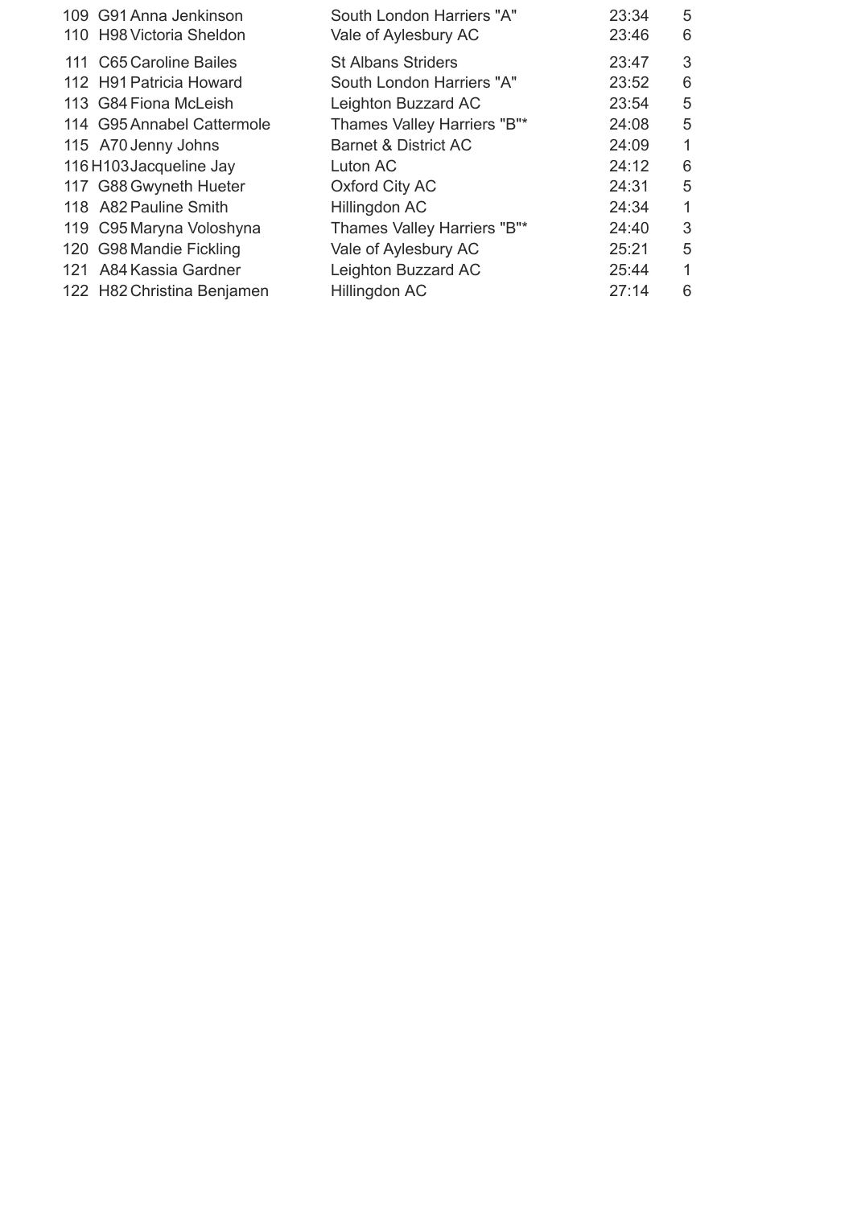| | | | | | |
|---|---|---|---|---|---|
| 109 | G91 | Anna Jenkinson | South London Harriers "A" | 23:34 | 5 |
| 110 | H98 | Victoria Sheldon | Vale of Aylesbury AC | 23:46 | 6 |
| 111 | C65 | Caroline Bailes | St Albans Striders | 23:47 | 3 |
| 112 | H91 | Patricia Howard | South London Harriers "A" | 23:52 | 6 |
| 113 | G84 | Fiona McLeish | Leighton Buzzard AC | 23:54 | 5 |
| 114 | G95 | Annabel Cattermole | Thames Valley Harriers "B"* | 24:08 | 5 |
| 115 | A70 | Jenny Johns | Barnet & District AC | 24:09 | 1 |
| 116 | H103 | Jacqueline Jay | Luton AC | 24:12 | 6 |
| 117 | G88 | Gwyneth Hueter | Oxford City AC | 24:31 | 5 |
| 118 | A82 | Pauline Smith | Hillingdon AC | 24:34 | 1 |
| 119 | C95 | Maryna Voloshyna | Thames Valley Harriers "B"* | 24:40 | 3 |
| 120 | G98 | Mandie Fickling | Vale of Aylesbury AC | 25:21 | 5 |
| 121 | A84 | Kassia Gardner | Leighton Buzzard AC | 25:44 | 1 |
| 122 | H82 | Christina Benjamen | Hillingdon AC | 27:14 | 6 |